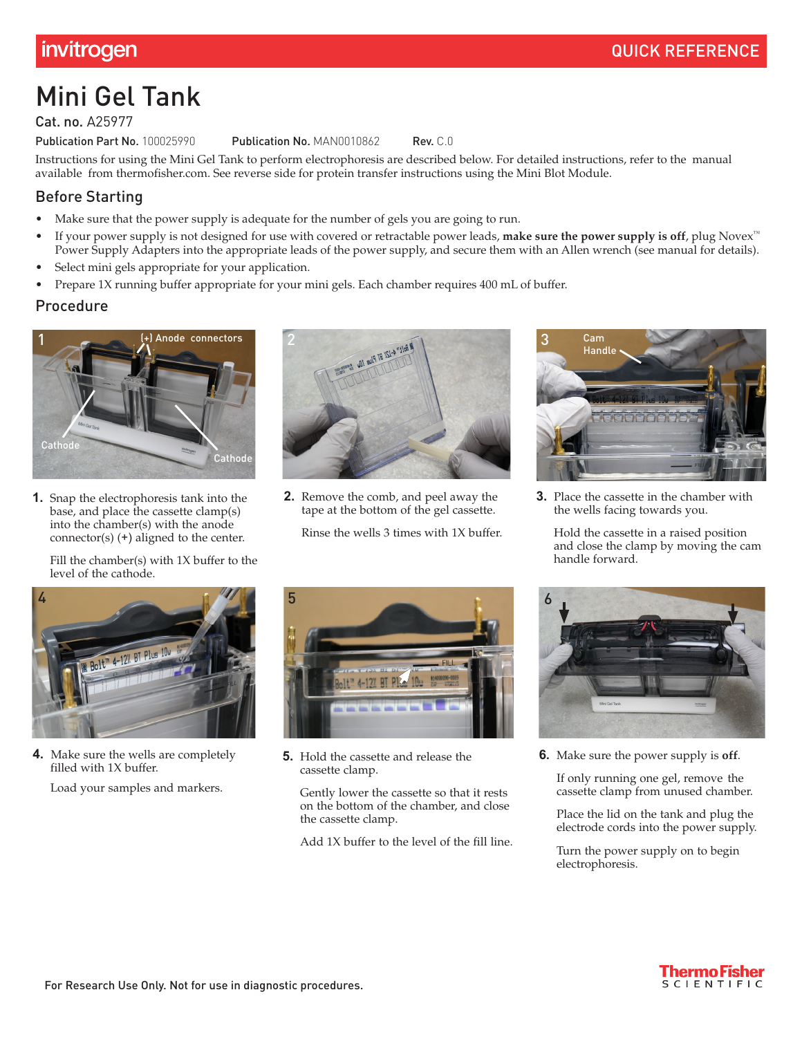invitrogen QUICK REFERENCE

# Mini Gel Tank

**Cat. no.** A25977

**Publication Part No.** 100025990 **Publication No.** MAN0010862 **Rev.** C.0

Instructions for using the Mini Gel Tank to perform electrophoresis are described below. For detailed instructions, refer to the manual available from thermofisher.com. See reverse side for protein transfer instructions using the Mini Blot Module.

## Before Starting

- Make sure that the power supply is adequate for the number of gels you are going to run.
- If your power supply is not designed for use with covered or retractable power leads, **make sure the power supply is off**, plug Novex™ Power Supply Adapters into the appropriate leads of the power supply, and secure them with an Allen wrench (see manual for details).
- Select mini gels appropriate for your application.
- Prepare 1X running buffer appropriate for your mini gels. Each chamber requires 400 mL of buffer.

## Procedure

1. Snap the electrophoresis tank into the base, and place the cassette clamp(s) into the chamber(s) with the anode connector(s) (+) aligned to the center.

   Fill the chamber(s) with 1X buffer to the level of the cathode.

2. Remove the comb, and peel away the tape at the bottom of the gel cassette.

   Rinse the wells 3 times with 1X buffer.

3. Place the cassette in the chamber with the wells facing towards you.

   Hold the cassette in a raised position and close the clamp by moving the cam handle forward.

4. Make sure the wells are completely filled with 1X buffer.

   Load your samples and markers.

5. Hold the cassette and release the cassette clamp.

   Gently lower the cassette so that it rests on the bottom of the chamber, and close the cassette clamp.

   Add 1X buffer to the level of the fill line.

6. Make sure the power supply is **off**.

   If only running one gel, remove the cassette clamp from unused chamber.

   Place the lid on the tank and plug the electrode cords into the power supply.

   Turn the power supply on to begin electrophoresis.

For Research Use Only. Not for use in diagnostic procedures.

ThermoFisher SCIENTIFIC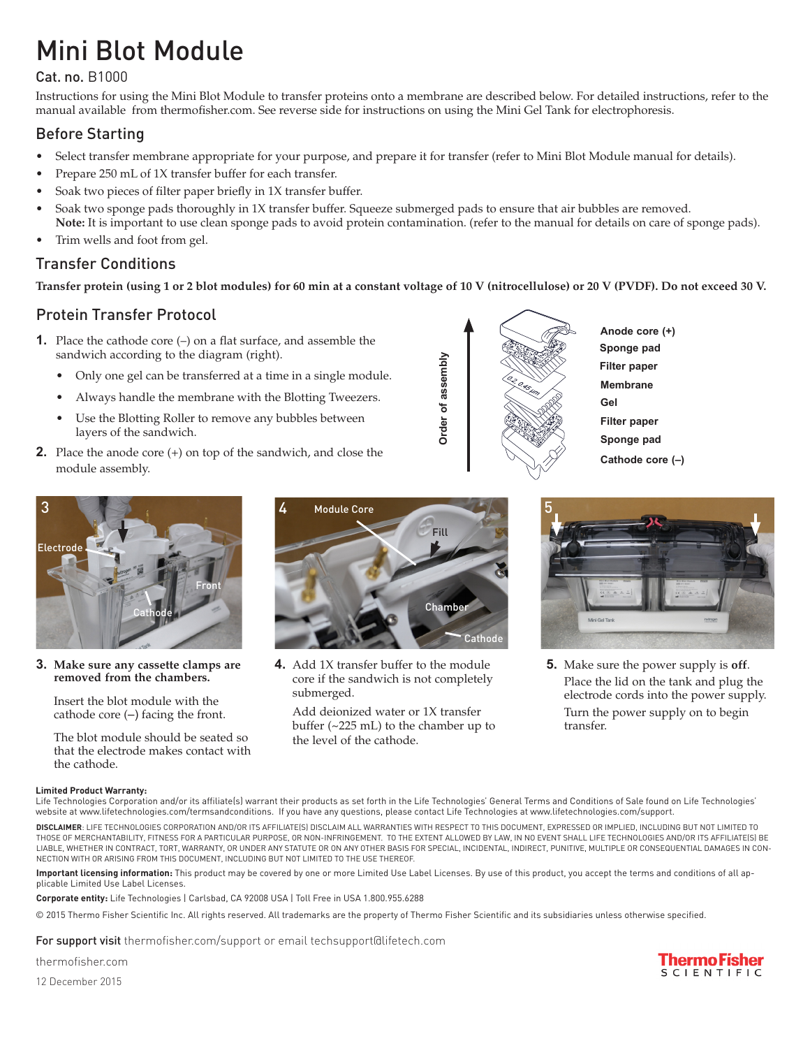# Mini Blot Module

## Cat. no. B1000

Instructions for using the Mini Blot Module to transfer proteins onto a membrane are described below. For detailed instructions, refer to the manual available from thermofisher.com. See reverse side for instructions on using the Mini Gel Tank for electrophoresis.

## Before Starting

- Select transfer membrane appropriate for your purpose, and prepare it for transfer (refer to Mini Blot Module manual for details).
- Prepare 250 mL of 1X transfer buffer for each transfer.
- Soak two pieces of filter paper briefly in 1X transfer buffer.
- Soak two sponge pads thoroughly in 1X transfer buffer. Squeeze submerged pads to ensure that air bubbles are removed.
  **Note:** It is important to use clean sponge pads to avoid protein contamination. (refer to the manual for details on care of sponge pads).
- Trim wells and foot from gel.

## Transfer Conditions

**Transfer protein (using 1 or 2 blot modules) for 60 min at a constant voltage of 10 V (nitrocellulose) or 20 V (PVDF). Do not exceed 30 V.**

## Protein Transfer Protocol

1. Place the cathode core (–) on a flat surface, and assemble the sandwich according to the diagram (right).
   - Only one gel can be transferred at a time in a single module.
   - Always handle the membrane with the Blotting Tweezers.
   - Use the Blotting Roller to remove any bubbles between layers of the sandwich.
2. Place the anode core (+) on top of the sandwich, and close the module assembly.

Order of assembly

Anode core (+)
Sponge pad
Filter paper
Membrane
Gel
Filter paper
Sponge pad
Cathode core (–)

0.2, 0.45 μm

3 Electrode Front Cathode

4 Module Core Fill Chamber Cathode

5

3. **Make sure any cassette clamps are removed from the chambers.**

   Insert the blot module with the cathode core (–) facing the front.

   The blot module should be seated so that the electrode makes contact with the cathode.

4. Add 1X transfer buffer to the module core if the sandwich is not completely submerged.

   Add deionized water or 1X transfer buffer (~225 mL) to the chamber up to the level of the cathode.

5. Make sure the power supply is **off**.

   Place the lid on the tank and plug the electrode cords into the power supply.

   Turn the power supply on to begin transfer.

**Limited Product Warranty:**
Life Technologies Corporation and/or its affiliate(s) warrant their products as set forth in the Life Technologies' General Terms and Conditions of Sale found on Life Technologies' website at www.lifetechnologies.com/termsandconditions. If you have any questions, please contact Life Technologies at www.lifetechnologies.com/support.

**DISCLAIMER**: LIFE TECHNOLOGIES CORPORATION AND/OR ITS AFFILIATE(S) DISCLAIM ALL WARRANTIES WITH RESPECT TO THIS DOCUMENT, EXPRESSED OR IMPLIED, INCLUDING BUT NOT LIMITED TO THOSE OF MERCHANTABILITY, FITNESS FOR A PARTICULAR PURPOSE, OR NON-INFRINGEMENT. TO THE EXTENT ALLOWED BY LAW, IN NO EVENT SHALL LIFE TECHNOLOGIES AND/OR ITS AFFILIATE(S) BE LIABLE, WHETHER IN CONTRACT, TORT, WARRANTY, OR UNDER ANY STATUTE OR ON ANY OTHER BASIS FOR SPECIAL, INCIDENTAL, INDIRECT, PUNITIVE, MULTIPLE OR CONSEQUENTIAL DAMAGES IN CONNECTION WITH OR ARISING FROM THIS DOCUMENT, INCLUDING BUT NOT LIMITED TO THE USE THEREOF.

**Important licensing information:** This product may be covered by one or more Limited Use Label Licenses. By use of this product, you accept the terms and conditions of all applicable Limited Use Label Licenses.

**Corporate entity:** Life Technologies | Carlsbad, CA 92008 USA | Toll Free in USA 1.800.955.6288

© 2015 Thermo Fisher Scientific Inc. All rights reserved. All trademarks are the property of Thermo Fisher Scientific and its subsidiaries unless otherwise specified.

**For support visit** thermofisher.com/support or email techsupport@lifetech.com

thermofisher.com

12 December 2015

ThermoFisher SCIENTIFIC